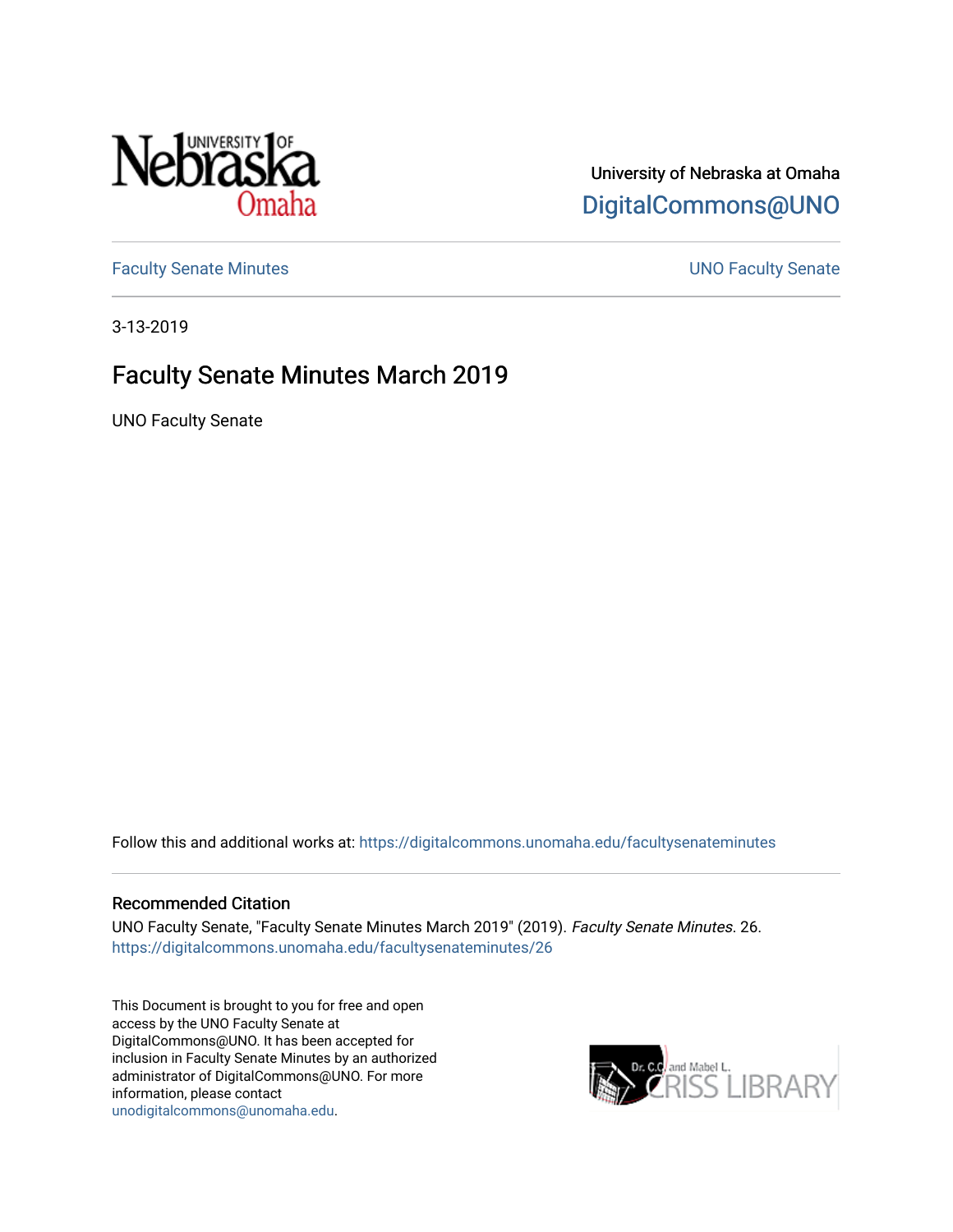University of Nebraska at Omaha

DigitalCommons@UNO

Faculty Senate Minutes | UNO Faculty Senate

3-13-2019

# Faculty Senate Minutes March 2019

UNO Faculty Senate

Follow this and additional works at: https://digitalcommons.unomaha.edu/facultysenateminutes

## Recommended Citation

UNO Faculty Senate, "Faculty Senate Minutes March 2019" (2019). *Faculty Senate Minutes*. 26.
https://digitalcommons.unomaha.edu/facultysenateminutes/26

This Document is brought to you for free and open access by the UNO Faculty Senate at DigitalCommons@UNO. It has been accepted for inclusion in Faculty Senate Minutes by an authorized administrator of DigitalCommons@UNO. For more information, please contact unodigitalcommons@unomaha.edu.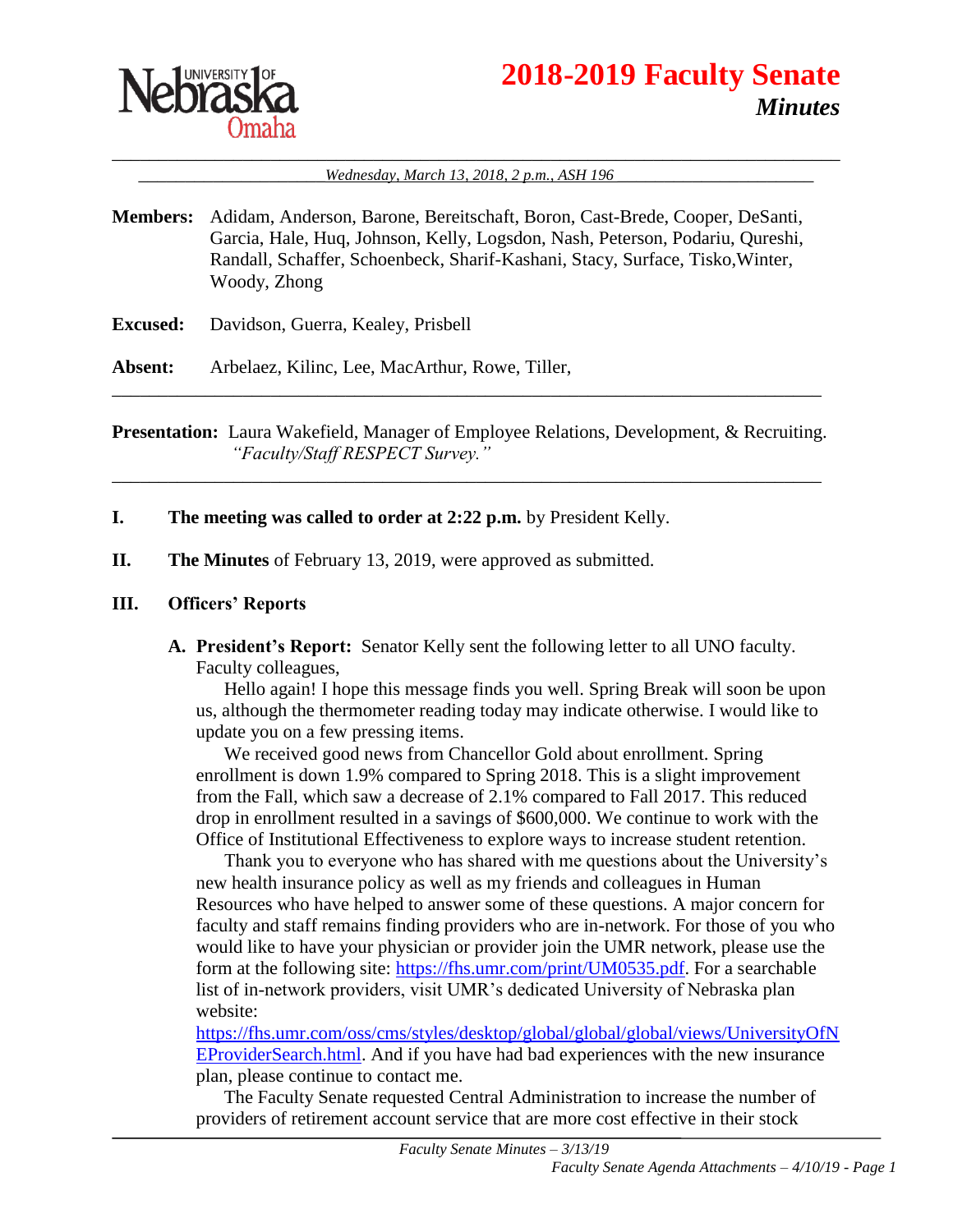**2018-2019 Faculty Senate**

***Minutes***

*Wednesday, March 13, 2018, 2 p.m., ASH 196*

**Members:** Adidam, Anderson, Barone, Bereitschaft, Boron, Cast-Brede, Cooper, DeSanti, Garcia, Hale, Huq, Johnson, Kelly, Logsdon, Nash, Peterson, Podariu, Qureshi, Randall, Schaffer, Schoenbeck, Sharif-Kashani, Stacy, Surface, Tisko,Winter, Woody, Zhong

**Excused:** Davidson, Guerra, Kealey, Prisbell

**Absent:** Arbelaez, Kilinc, Lee, MacArthur, Rowe, Tiller,

---

**Presentation:** Laura Wakefield, Manager of Employee Relations, Development, & Recruiting. *"Faculty/Staff RESPECT Survey."*

---

**I. The meeting was called to order at 2:22 p.m.** by President Kelly.

**II. The Minutes** of February 13, 2019, were approved as submitted.

**III. Officers' Reports**

**A. President's Report:** Senator Kelly sent the following letter to all UNO faculty.

Faculty colleagues,

Hello again! I hope this message finds you well. Spring Break will soon be upon us, although the thermometer reading today may indicate otherwise. I would like to update you on a few pressing items.

We received good news from Chancellor Gold about enrollment. Spring enrollment is down 1.9% compared to Spring 2018. This is a slight improvement from the Fall, which saw a decrease of 2.1% compared to Fall 2017. This reduced drop in enrollment resulted in a savings of $600,000. We continue to work with the Office of Institutional Effectiveness to explore ways to increase student retention.

Thank you to everyone who has shared with me questions about the University's new health insurance policy as well as my friends and colleagues in Human Resources who have helped to answer some of these questions. A major concern for faculty and staff remains finding providers who are in-network. For those of you who would like to have your physician or provider join the UMR network, please use the form at the following site: https://fhs.umr.com/print/UM0535.pdf. For a searchable list of in-network providers, visit UMR's dedicated University of Nebraska plan website: https://fhs.umr.com/oss/cms/styles/desktop/global/global/global/views/UniversityOfNEProviderSearch.html. And if you have had bad experiences with the new insurance plan, please continue to contact me.

The Faculty Senate requested Central Administration to increase the number of providers of retirement account service that are more cost effective in their stock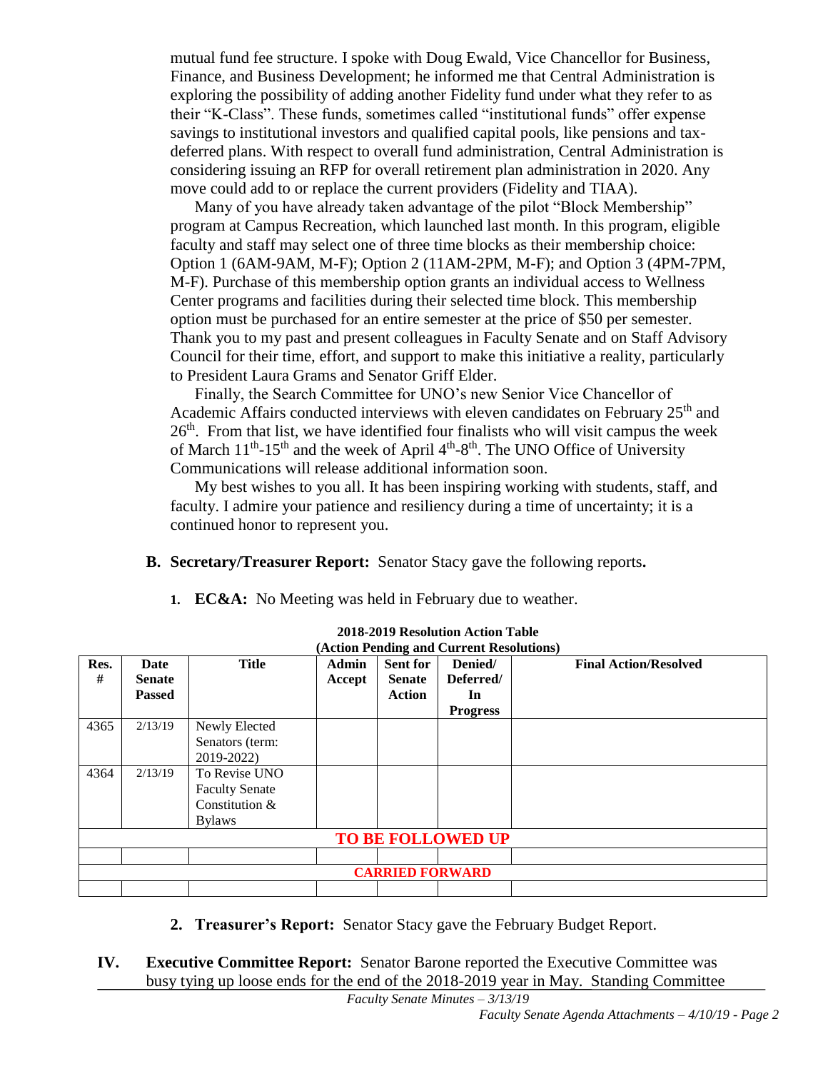mutual fund fee structure. I spoke with Doug Ewald, Vice Chancellor for Business, Finance, and Business Development; he informed me that Central Administration is exploring the possibility of adding another Fidelity fund under what they refer to as their "K-Class". These funds, sometimes called "institutional funds" offer expense savings to institutional investors and qualified capital pools, like pensions and tax-deferred plans. With respect to overall fund administration, Central Administration is considering issuing an RFP for overall retirement plan administration in 2020. Any move could add to or replace the current providers (Fidelity and TIAA).

Many of you have already taken advantage of the pilot "Block Membership" program at Campus Recreation, which launched last month. In this program, eligible faculty and staff may select one of three time blocks as their membership choice: Option 1 (6AM-9AM, M-F); Option 2 (11AM-2PM, M-F); and Option 3 (4PM-7PM, M-F). Purchase of this membership option grants an individual access to Wellness Center programs and facilities during their selected time block. This membership option must be purchased for an entire semester at the price of $50 per semester. Thank you to my past and present colleagues in Faculty Senate and on Staff Advisory Council for their time, effort, and support to make this initiative a reality, particularly to President Laura Grams and Senator Griff Elder.

Finally, the Search Committee for UNO's new Senior Vice Chancellor of Academic Affairs conducted interviews with eleven candidates on February 25th and 26th. From that list, we have identified four finalists who will visit campus the week of March 11th-15th and the week of April 4th-8th. The UNO Office of University Communications will release additional information soon.

My best wishes to you all. It has been inspiring working with students, staff, and faculty. I admire your patience and resiliency during a time of uncertainty; it is a continued honor to represent you.

**B. Secretary/Treasurer Report:** Senator Stacy gave the following reports**.**

1. **EC&A:** No Meeting was held in February due to weather.

**2018-2019 Resolution Action Table**
**(Action Pending and Current Resolutions)**

| Res. # | Date Senate Passed | Title | Admin Accept | Sent for Senate Action | Denied/ Deferred/ In Progress | Final Action/Resolved |
|---|---|---|---|---|---|---|
| 4365 | 2/13/19 | Newly Elected Senators (term: 2019-2022) | | | | |
| 4364 | 2/13/19 | To Revise UNO Faculty Senate Constitution & Bylaws | | | | |
| **TO BE FOLLOWED UP** | | | | | | |
| | | | | | | |
| **CARRIED FORWARD** | | | | | | |
| | | | | | | |

2. **Treasurer's Report:** Senator Stacy gave the February Budget Report.

**IV. Executive Committee Report:** Senator Barone reported the Executive Committee was busy tying up loose ends for the end of the 2018-2019 year in May. Standing Committee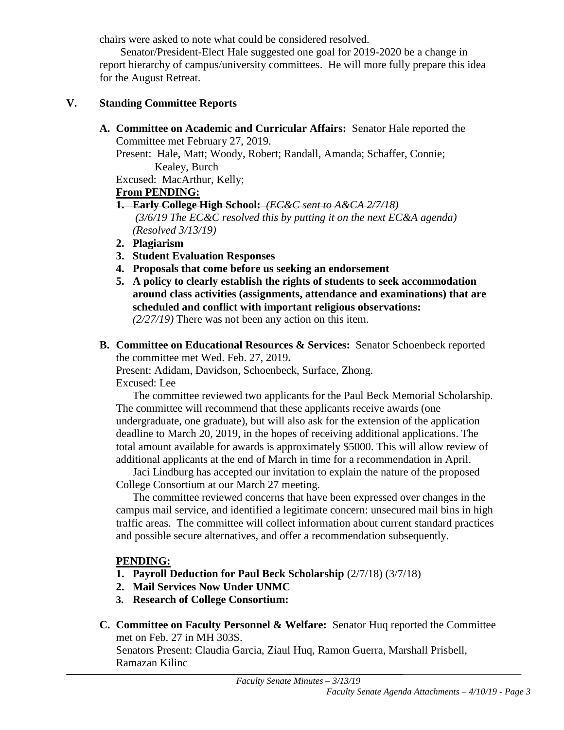chairs were asked to note what could be considered resolved.

Senator/President-Elect Hale suggested one goal for 2019-2020 be a change in report hierarchy of campus/university committees. He will more fully prepare this idea for the August Retreat.

## V. Standing Committee Reports

**A. Committee on Academic and Curricular Affairs:** Senator Hale reported the Committee met February 27, 2019.

Present: Hale, Matt; Woody, Robert; Randall, Amanda; Schaffer, Connie; Kealey, Burch

Excused: MacArthur, Kelly;

**From PENDING:**

1. ~~**Early College High School:** *(EC&C sent to A&CA 2/7/18)*~~
   *(3/6/19 The EC&C resolved this by putting it on the next EC&A agenda) (Resolved 3/13/19)*
2. **Plagiarism**
3. **Student Evaluation Responses**
4. **Proposals that come before us seeking an endorsement**
5. **A policy to clearly establish the rights of students to seek accommodation around class activities (assignments, attendance and examinations) that are scheduled and conflict with important religious observations:**
   *(2/27/19)* There was not been any action on this item.

**B. Committee on Educational Resources & Services:** Senator Schoenbeck reported the committee met Wed. Feb. 27, 2019**.**

Present: Adidam, Davidson, Schoenbeck, Surface, Zhong.

Excused: Lee

The committee reviewed two applicants for the Paul Beck Memorial Scholarship. The committee will recommend that these applicants receive awards (one undergraduate, one graduate), but will also ask for the extension of the application deadline to March 20, 2019, in the hopes of receiving additional applications. The total amount available for awards is approximately $5000. This will allow review of additional applicants at the end of March in time for a recommendation in April.

Jaci Lindburg has accepted our invitation to explain the nature of the proposed College Consortium at our March 27 meeting.

The committee reviewed concerns that have been expressed over changes in the campus mail service, and identified a legitimate concern: unsecured mail bins in high traffic areas. The committee will collect information about current standard practices and possible secure alternatives, and offer a recommendation subsequently.

**PENDING:**

1. **Payroll Deduction for Paul Beck Scholarship** (2/7/18) (3/7/18)
2. **Mail Services Now Under UNMC**
3. **Research of College Consortium:**

**C. Committee on Faculty Personnel & Welfare:** Senator Huq reported the Committee met on Feb. 27 in MH 303S.

Senators Present: Claudia Garcia, Ziaul Huq, Ramon Guerra, Marshall Prisbell, Ramazan Kilinc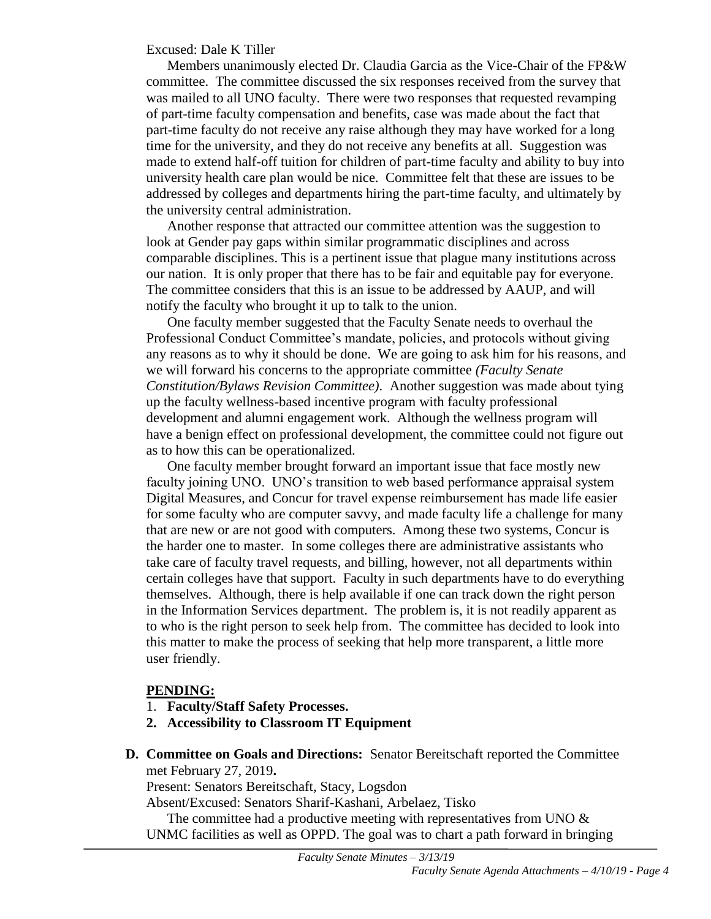Excused: Dale K Tiller

Members unanimously elected Dr. Claudia Garcia as the Vice-Chair of the FP&W committee. The committee discussed the six responses received from the survey that was mailed to all UNO faculty. There were two responses that requested revamping of part-time faculty compensation and benefits, case was made about the fact that part-time faculty do not receive any raise although they may have worked for a long time for the university, and they do not receive any benefits at all. Suggestion was made to extend half-off tuition for children of part-time faculty and ability to buy into university health care plan would be nice. Committee felt that these are issues to be addressed by colleges and departments hiring the part-time faculty, and ultimately by the university central administration.

Another response that attracted our committee attention was the suggestion to look at Gender pay gaps within similar programmatic disciplines and across comparable disciplines. This is a pertinent issue that plague many institutions across our nation. It is only proper that there has to be fair and equitable pay for everyone. The committee considers that this is an issue to be addressed by AAUP, and will notify the faculty who brought it up to talk to the union.

One faculty member suggested that the Faculty Senate needs to overhaul the Professional Conduct Committee's mandate, policies, and protocols without giving any reasons as to why it should be done. We are going to ask him for his reasons, and we will forward his concerns to the appropriate committee *(Faculty Senate Constitution/Bylaws Revision Committee)*. Another suggestion was made about tying up the faculty wellness-based incentive program with faculty professional development and alumni engagement work. Although the wellness program will have a benign effect on professional development, the committee could not figure out as to how this can be operationalized.

One faculty member brought forward an important issue that face mostly new faculty joining UNO. UNO's transition to web based performance appraisal system Digital Measures, and Concur for travel expense reimbursement has made life easier for some faculty who are computer savvy, and made faculty life a challenge for many that are new or are not good with computers. Among these two systems, Concur is the harder one to master. In some colleges there are administrative assistants who take care of faculty travel requests, and billing, however, not all departments within certain colleges have that support. Faculty in such departments have to do everything themselves. Although, there is help available if one can track down the right person in the Information Services department. The problem is, it is not readily apparent as to who is the right person to seek help from. The committee has decided to look into this matter to make the process of seeking that help more transparent, a little more user friendly.

**PENDING:**

1. **Faculty/Staff Safety Processes.**
2. **Accessibility to Classroom IT Equipment**

**D. Committee on Goals and Directions:** Senator Bereitschaft reported the Committee met February 27, 2019**.**

Present: Senators Bereitschaft, Stacy, Logsdon

Absent/Excused: Senators Sharif-Kashani, Arbelaez, Tisko

The committee had a productive meeting with representatives from UNO & UNMC facilities as well as OPPD. The goal was to chart a path forward in bringing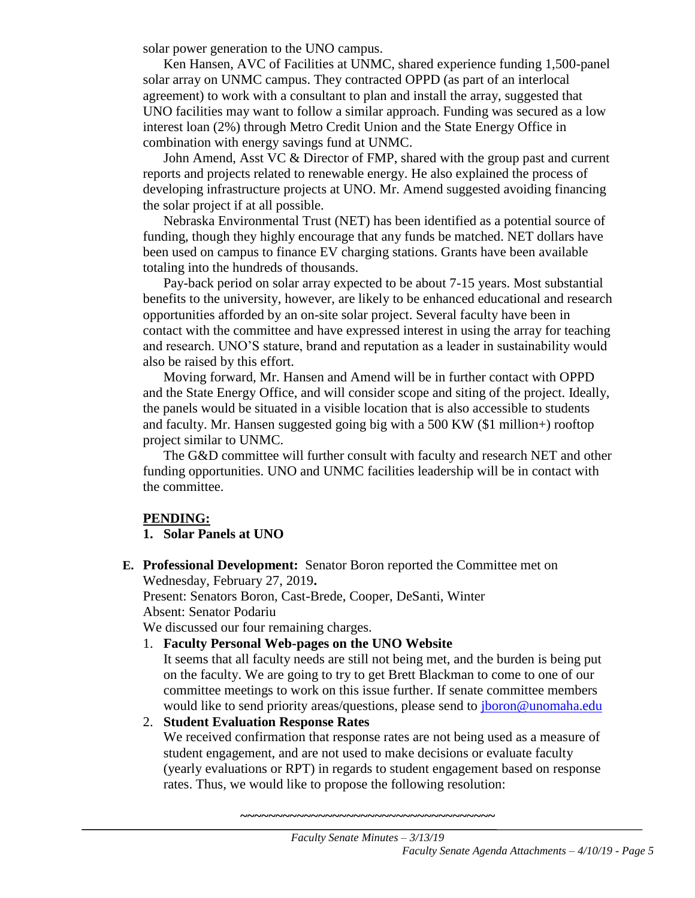solar power generation to the UNO campus.

Ken Hansen, AVC of Facilities at UNMC, shared experience funding 1,500-panel solar array on UNMC campus. They contracted OPPD (as part of an interlocal agreement) to work with a consultant to plan and install the array, suggested that UNO facilities may want to follow a similar approach. Funding was secured as a low interest loan (2%) through Metro Credit Union and the State Energy Office in combination with energy savings fund at UNMC.

John Amend, Asst VC & Director of FMP, shared with the group past and current reports and projects related to renewable energy. He also explained the process of developing infrastructure projects at UNO. Mr. Amend suggested avoiding financing the solar project if at all possible.

Nebraska Environmental Trust (NET) has been identified as a potential source of funding, though they highly encourage that any funds be matched. NET dollars have been used on campus to finance EV charging stations. Grants have been available totaling into the hundreds of thousands.

Pay-back period on solar array expected to be about 7-15 years. Most substantial benefits to the university, however, are likely to be enhanced educational and research opportunities afforded by an on-site solar project. Several faculty have been in contact with the committee and have expressed interest in using the array for teaching and research. UNO'S stature, brand and reputation as a leader in sustainability would also be raised by this effort.

Moving forward, Mr. Hansen and Amend will be in further contact with OPPD and the State Energy Office, and will consider scope and siting of the project. Ideally, the panels would be situated in a visible location that is also accessible to students and faculty. Mr. Hansen suggested going big with a 500 KW ($1 million+) rooftop project similar to UNMC.

The G&D committee will further consult with faculty and research NET and other funding opportunities. UNO and UNMC facilities leadership will be in contact with the committee.

**PENDING:**

**1. Solar Panels at UNO**

**E. Professional Development:** Senator Boron reported the Committee met on Wednesday, February 27, 2019**.**

Present: Senators Boron, Cast-Brede, Cooper, DeSanti, Winter

Absent: Senator Podariu

We discussed our four remaining charges.

1. **Faculty Personal Web-pages on the UNO Website**

   It seems that all faculty needs are still not being met, and the burden is being put on the faculty. We are going to try to get Brett Blackman to come to one of our committee meetings to work on this issue further. If senate committee members would like to send priority areas/questions, please send to jboron@unomaha.edu

2. **Student Evaluation Response Rates**

   We received confirmation that response rates are not being used as a measure of student engagement, and are not used to make decisions or evaluate faculty (yearly evaluations or RPT) in regards to student engagement based on response rates. Thus, we would like to propose the following resolution:

~~~~~~~~~~~~~~~~~~~~~~~~~~~~~~~~~~~~~~~~

*Faculty Senate Minutes – 3/13/19*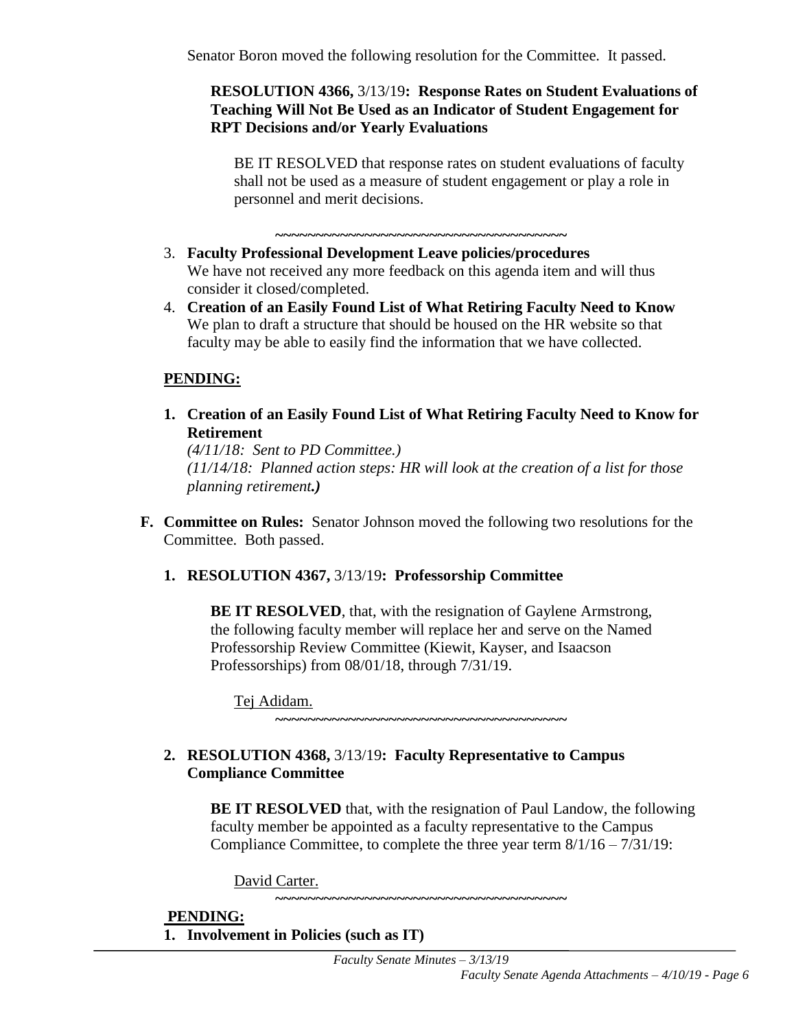Senator Boron moved the following resolution for the Committee. It passed.

**RESOLUTION 4366,** 3/13/19**: Response Rates on Student Evaluations of Teaching Will Not Be Used as an Indicator of Student Engagement for RPT Decisions and/or Yearly Evaluations**

BE IT RESOLVED that response rates on student evaluations of faculty shall not be used as a measure of student engagement or play a role in personnel and merit decisions.

~~~~~~~~~~~~~~~~~~~~~~~~~~~~~~~~~~~~~~~~

3. **Faculty Professional Development Leave policies/procedures**
   We have not received any more feedback on this agenda item and will thus consider it closed/completed.
4. **Creation of an Easily Found List of What Retiring Faculty Need to Know**
   We plan to draft a structure that should be housed on the HR website so that faculty may be able to easily find the information that we have collected.

**PENDING:**

1. **Creation of an Easily Found List of What Retiring Faculty Need to Know for Retirement**
   *(4/11/18: Sent to PD Committee.)*
   *(11/14/18: Planned action steps: HR will look at the creation of a list for those planning retirement.)*

**F. Committee on Rules:** Senator Johnson moved the following two resolutions for the Committee. Both passed.

**1. RESOLUTION 4367,** 3/13/19**: Professorship Committee**

**BE IT RESOLVED**, that, with the resignation of Gaylene Armstrong, the following faculty member will replace her and serve on the Named Professorship Review Committee (Kiewit, Kayser, and Isaacson Professorships) from 08/01/18, through 7/31/19.

Tej Adidam.

~~~~~~~~~~~~~~~~~~~~~~~~~~~~~~~~~~~~~~~~

**2. RESOLUTION 4368,** 3/13/19**: Faculty Representative to Campus Compliance Committee**

**BE IT RESOLVED** that, with the resignation of Paul Landow, the following faculty member be appointed as a faculty representative to the Campus Compliance Committee, to complete the three year term 8/1/16 – 7/31/19:

David Carter.

~~~~~~~~~~~~~~~~~~~~~~~~~~~~~~~~~~~~~~~~

**PENDING:**

1. **Involvement in Policies (such as IT)**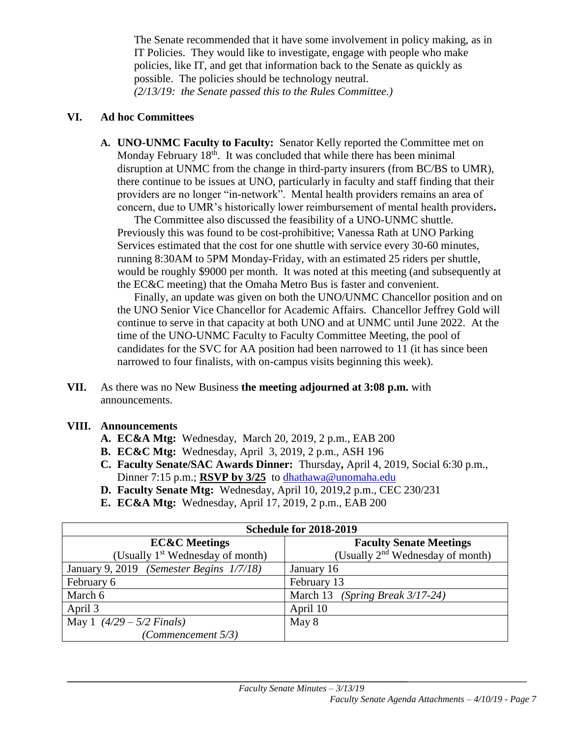The Senate recommended that it have some involvement in policy making, as in IT Policies. They would like to investigate, engage with people who make policies, like IT, and get that information back to the Senate as quickly as possible. The policies should be technology neutral.
*(2/13/19: the Senate passed this to the Rules Committee.)*

**VI. Ad hoc Committees**

**A. UNO-UNMC Faculty to Faculty:** Senator Kelly reported the Committee met on Monday February 18th. It was concluded that while there has been minimal disruption at UNMC from the change in third-party insurers (from BC/BS to UMR), there continue to be issues at UNO, particularly in faculty and staff finding that their providers are no longer "in-network". Mental health providers remains an area of concern, due to UMR's historically lower reimbursement of mental health providers**.**

The Committee also discussed the feasibility of a UNO-UNMC shuttle. Previously this was found to be cost-prohibitive; Vanessa Rath at UNO Parking Services estimated that the cost for one shuttle with service every 30-60 minutes, running 8:30AM to 5PM Monday-Friday, with an estimated 25 riders per shuttle, would be roughly $9000 per month. It was noted at this meeting (and subsequently at the EC&C meeting) that the Omaha Metro Bus is faster and convenient.

Finally, an update was given on both the UNO/UNMC Chancellor position and on the UNO Senior Vice Chancellor for Academic Affairs. Chancellor Jeffrey Gold will continue to serve in that capacity at both UNO and at UNMC until June 2022. At the time of the UNO-UNMC Faculty to Faculty Committee Meeting, the pool of candidates for the SVC for AA position had been narrowed to 11 (it has since been narrowed to four finalists, with on-campus visits beginning this week).

**VII.** As there was no New Business **the meeting adjourned at 3:08 p.m.** with announcements.

**VIII. Announcements**

**A. EC&A Mtg:** Wednesday, March 20, 2019, 2 p.m., EAB 200
**B. EC&C Mtg:** Wednesday, April 3, 2019, 2 p.m., ASH 196
**C. Faculty Senate/SAC Awards Dinner:** Thursday**,** April 4, 2019, Social 6:30 p.m., Dinner 7:15 p.m.; **RSVP by 3/25** to dhathawa@unomaha.edu
**D. Faculty Senate Mtg:** Wednesday, April 10, 2019,2 p.m., CEC 230/231
**E. EC&A Mtg:** Wednesday, April 17, 2019, 2 p.m., EAB 200

| **Schedule for 2018-2019** | |
|---|---|
| **EC&C Meetings** (Usually 1st Wednesday of month) | **Faculty Senate Meetings** (Usually 2nd Wednesday of month) |
| January 9, 2019 *(Semester Begins 1/7/18)* | January 16 |
| February 6 | February 13 |
| March 6 | March 13 *(Spring Break 3/17-24)* |
| April 3 | April 10 |
| May 1 *(4/29 – 5/2 Finals)* *(Commencement 5/3)* | May 8 |

*Faculty Senate Minutes – 3/13/19*